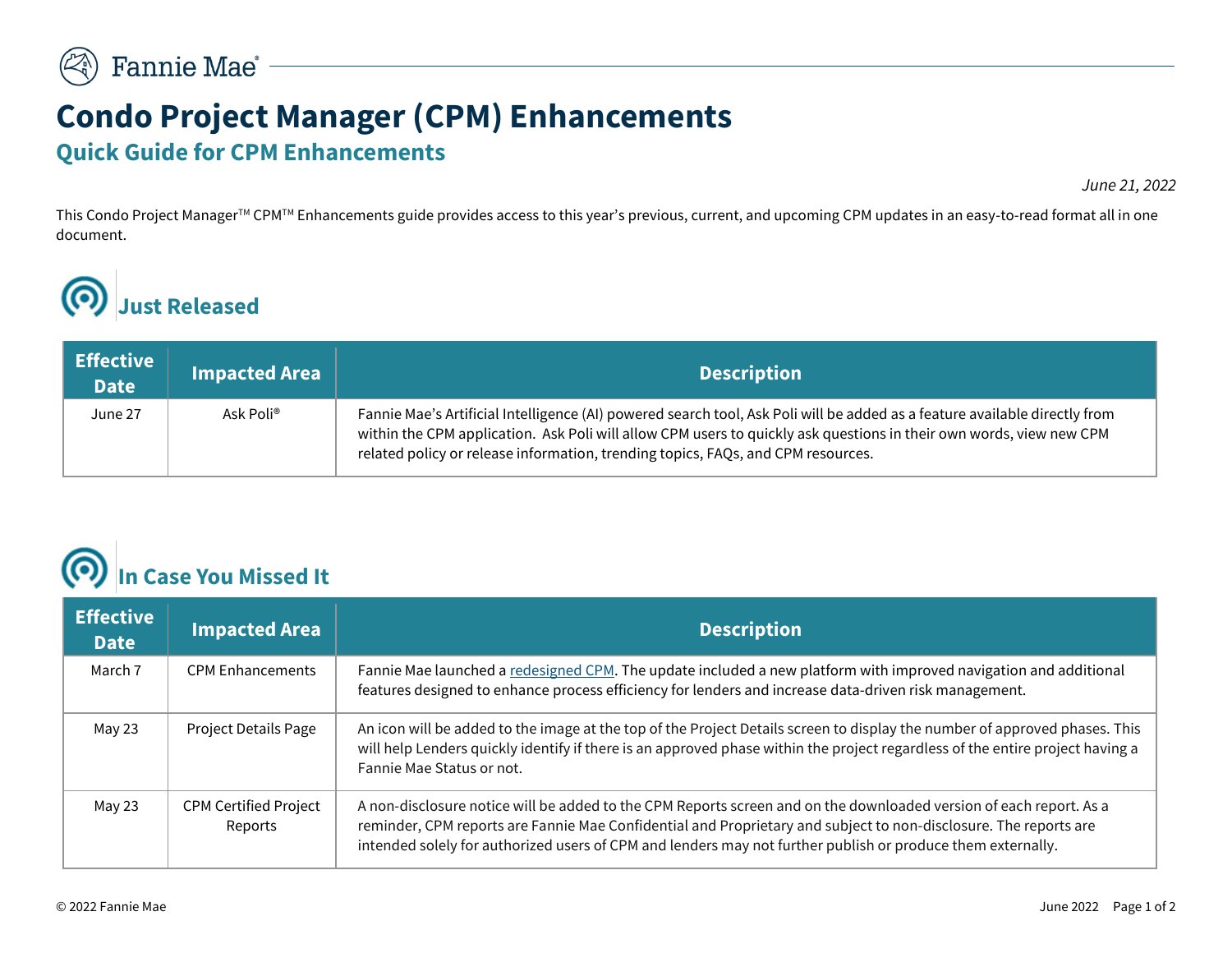Fannie Mae

# Condo Project Manager (CPM) Enhancements

## Quick Guide for CPM Enhancements

*June 21, 2022*

This Condo Project Manager™ CPM™ Enhancements guide provides access to this year's previous, current, and upcoming CPM updates in an easy-to-read format all in one document.

## Just Released

| Effective Date | Impacted Area | Description |
|---|---|---|
| June 27 | Ask Poli® | Fannie Mae's Artificial Intelligence (AI) powered search tool, Ask Poli will be added as a feature available directly from within the CPM application. Ask Poli will allow CPM users to quickly ask questions in their own words, view new CPM related policy or release information, trending topics, FAQs, and CPM resources. |

## In Case You Missed It

| Effective Date | Impacted Area | Description |
|---|---|---|
| March 7 | CPM Enhancements | Fannie Mae launched a redesigned CPM. The update included a new platform with improved navigation and additional features designed to enhance process efficiency for lenders and increase data-driven risk management. |
| May 23 | Project Details Page | An icon will be added to the image at the top of the Project Details screen to display the number of approved phases. This will help Lenders quickly identify if there is an approved phase within the project regardless of the entire project having a Fannie Mae Status or not. |
| May 23 | CPM Certified Project Reports | A non-disclosure notice will be added to the CPM Reports screen and on the downloaded version of each report. As a reminder, CPM reports are Fannie Mae Confidential and Proprietary and subject to non-disclosure. The reports are intended solely for authorized users of CPM and lenders may not further publish or produce them externally. |

© 2022 Fannie Mae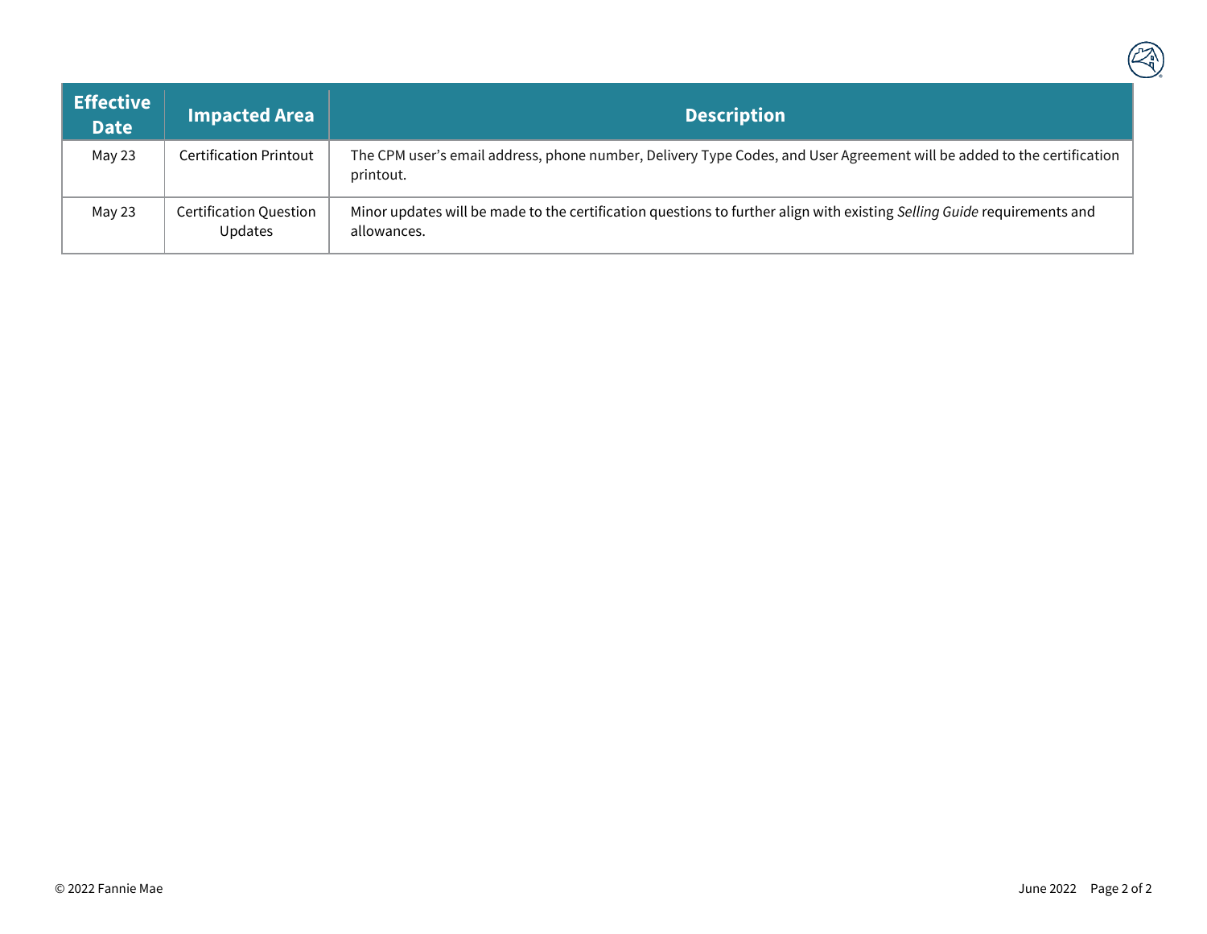| Effective Date | Impacted Area | Description |
|---|---|---|
| May 23 | Certification Printout | The CPM user's email address, phone number, Delivery Type Codes, and User Agreement will be added to the certification printout. |
| May 23 | Certification Question Updates | Minor updates will be made to the certification questions to further align with existing *Selling Guide* requirements and allowances. |